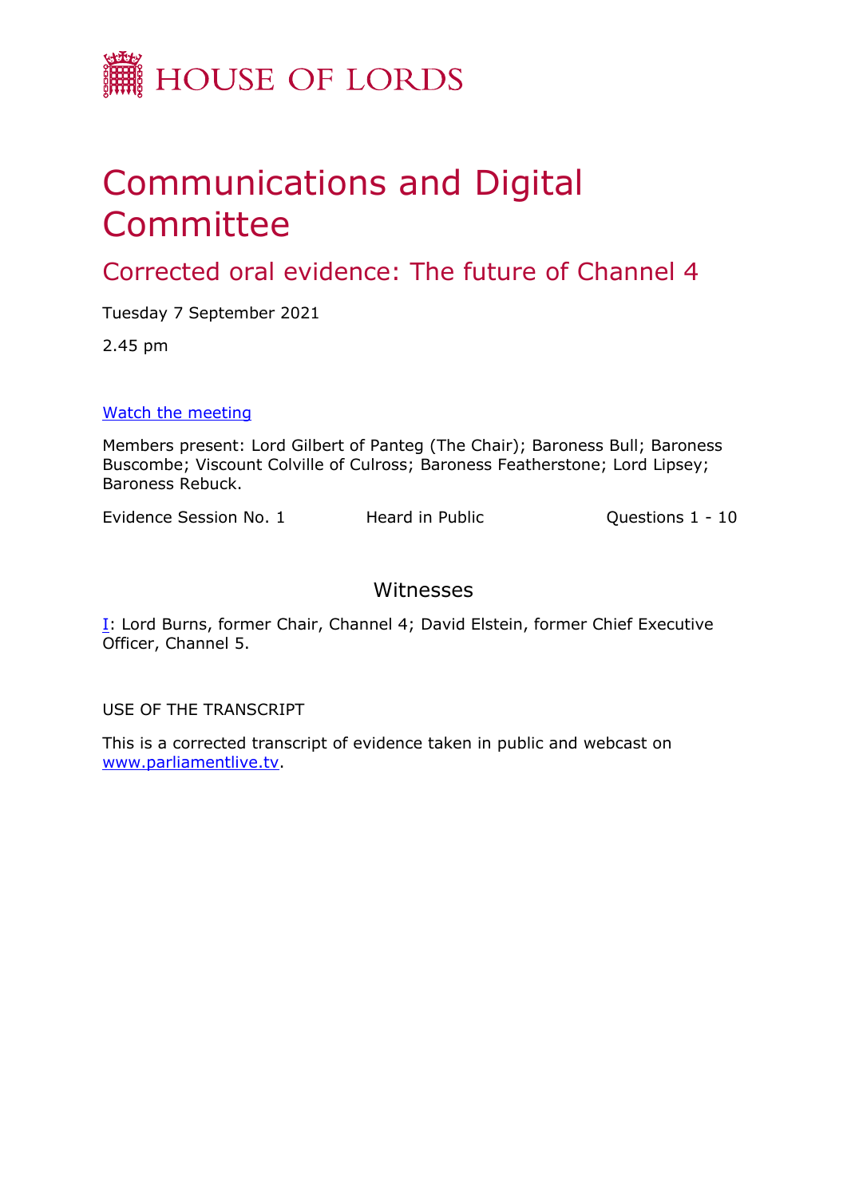HOUSE OF LORDS

# Communications and Digital Committee

## Corrected oral evidence: The future of Channel 4

Tuesday 7 September 2021

2.45 pm

[Watch the meeting](#)

Members present: Lord Gilbert of Panteg (The Chair); Baroness Bull; Baroness Buscombe; Viscount Colville of Culross; Baroness Featherstone; Lord Lipsey; Baroness Rebuck.

Evidence Session No. 1 Heard in Public Questions 1 - 10

### Witnesses

I: Lord Burns, former Chair, Channel 4; David Elstein, former Chief Executive Officer, Channel 5.

USE OF THE TRANSCRIPT

This is a corrected transcript of evidence taken in public and webcast on www.parliamentlive.tv.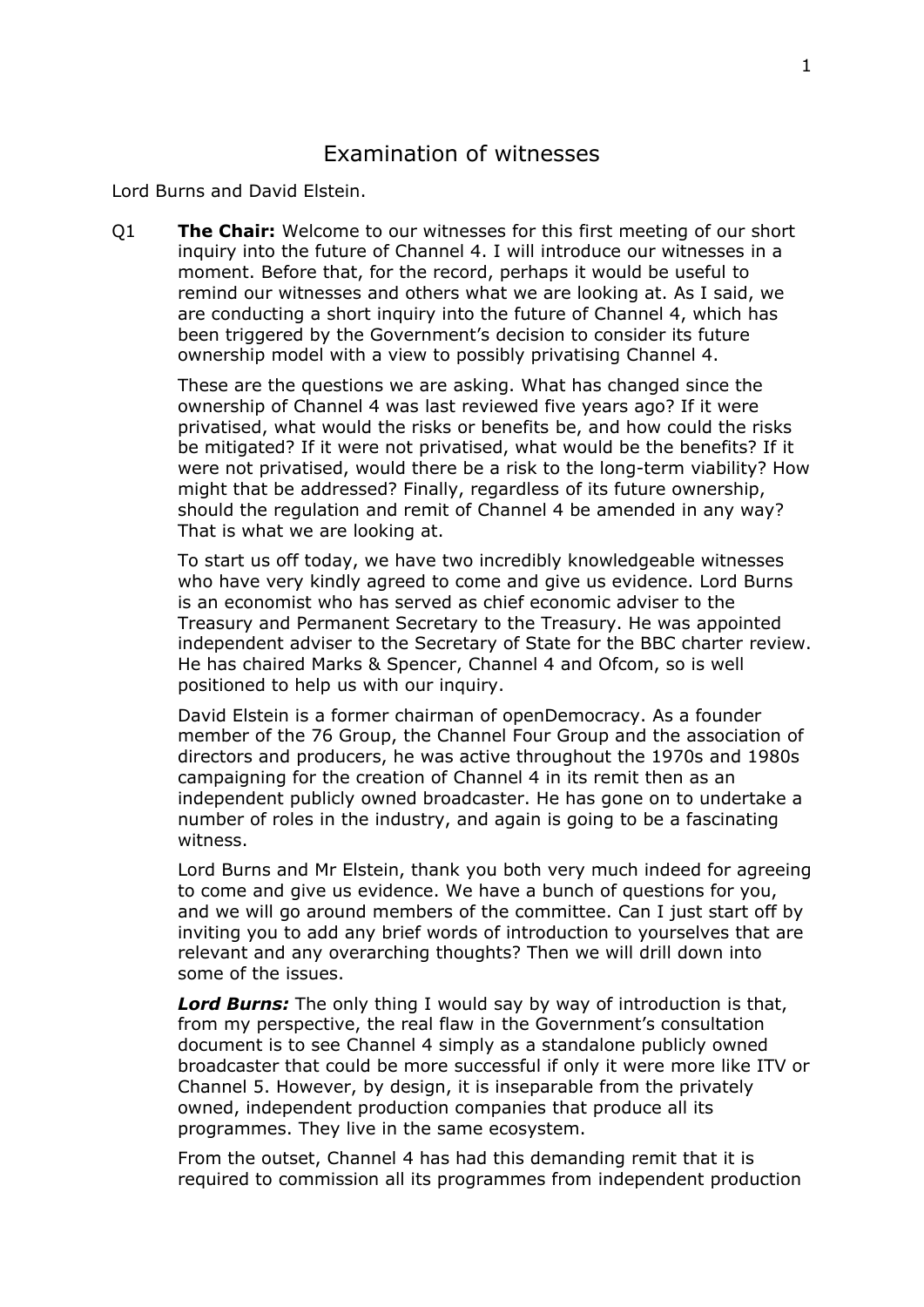# Examination of witnesses

Lord Burns and David Elstein.

Q1 **The Chair:** Welcome to our witnesses for this first meeting of our short inquiry into the future of Channel 4. I will introduce our witnesses in a moment. Before that, for the record, perhaps it would be useful to remind our witnesses and others what we are looking at. As I said, we are conducting a short inquiry into the future of Channel 4, which has been triggered by the Government's decision to consider its future ownership model with a view to possibly privatising Channel 4.

These are the questions we are asking. What has changed since the ownership of Channel 4 was last reviewed five years ago? If it were privatised, what would the risks or benefits be, and how could the risks be mitigated? If it were not privatised, what would be the benefits? If it were not privatised, would there be a risk to the long-term viability? How might that be addressed? Finally, regardless of its future ownership, should the regulation and remit of Channel 4 be amended in any way? That is what we are looking at.

To start us off today, we have two incredibly knowledgeable witnesses who have very kindly agreed to come and give us evidence. Lord Burns is an economist who has served as chief economic adviser to the Treasury and Permanent Secretary to the Treasury. He was appointed independent adviser to the Secretary of State for the BBC charter review. He has chaired Marks & Spencer, Channel 4 and Ofcom, so is well positioned to help us with our inquiry.

David Elstein is a former chairman of openDemocracy. As a founder member of the 76 Group, the Channel Four Group and the association of directors and producers, he was active throughout the 1970s and 1980s campaigning for the creation of Channel 4 in its remit then as an independent publicly owned broadcaster. He has gone on to undertake a number of roles in the industry, and again is going to be a fascinating witness.

Lord Burns and Mr Elstein, thank you both very much indeed for agreeing to come and give us evidence. We have a bunch of questions for you, and we will go around members of the committee. Can I just start off by inviting you to add any brief words of introduction to yourselves that are relevant and any overarching thoughts? Then we will drill down into some of the issues.

***Lord Burns:*** The only thing I would say by way of introduction is that, from my perspective, the real flaw in the Government's consultation document is to see Channel 4 simply as a standalone publicly owned broadcaster that could be more successful if only it were more like ITV or Channel 5. However, by design, it is inseparable from the privately owned, independent production companies that produce all its programmes. They live in the same ecosystem.

From the outset, Channel 4 has had this demanding remit that it is required to commission all its programmes from independent production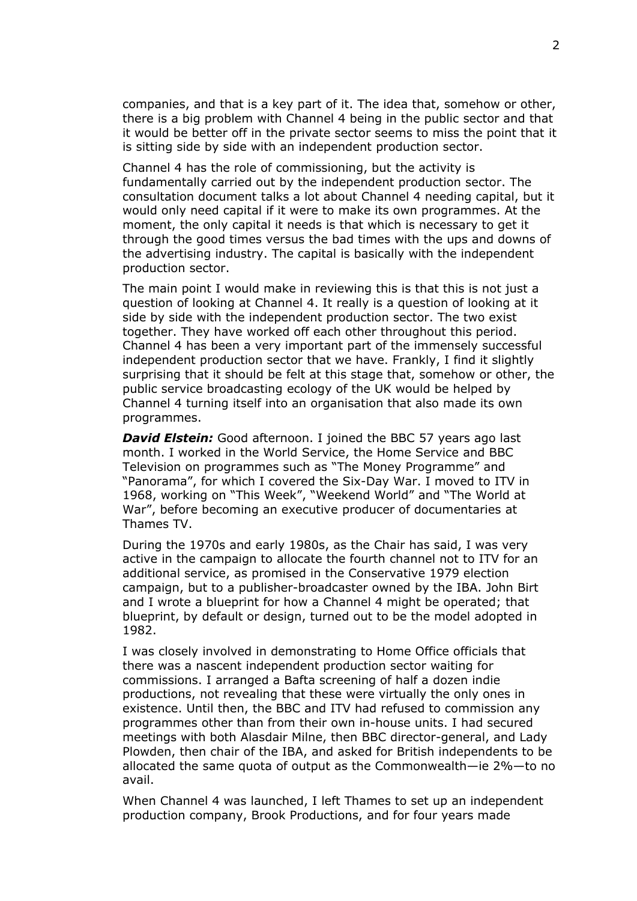companies, and that is a key part of it. The idea that, somehow or other, there is a big problem with Channel 4 being in the public sector and that it would be better off in the private sector seems to miss the point that it is sitting side by side with an independent production sector.

Channel 4 has the role of commissioning, but the activity is fundamentally carried out by the independent production sector. The consultation document talks a lot about Channel 4 needing capital, but it would only need capital if it were to make its own programmes. At the moment, the only capital it needs is that which is necessary to get it through the good times versus the bad times with the ups and downs of the advertising industry. The capital is basically with the independent production sector.

The main point I would make in reviewing this is that this is not just a question of looking at Channel 4. It really is a question of looking at it side by side with the independent production sector. The two exist together. They have worked off each other throughout this period. Channel 4 has been a very important part of the immensely successful independent production sector that we have. Frankly, I find it slightly surprising that it should be felt at this stage that, somehow or other, the public service broadcasting ecology of the UK would be helped by Channel 4 turning itself into an organisation that also made its own programmes.

***David Elstein:*** Good afternoon. I joined the BBC 57 years ago last month. I worked in the World Service, the Home Service and BBC Television on programmes such as "The Money Programme" and "Panorama", for which I covered the Six-Day War. I moved to ITV in 1968, working on "This Week", "Weekend World" and "The World at War", before becoming an executive producer of documentaries at Thames TV.

During the 1970s and early 1980s, as the Chair has said, I was very active in the campaign to allocate the fourth channel not to ITV for an additional service, as promised in the Conservative 1979 election campaign, but to a publisher-broadcaster owned by the IBA. John Birt and I wrote a blueprint for how a Channel 4 might be operated; that blueprint, by default or design, turned out to be the model adopted in 1982.

I was closely involved in demonstrating to Home Office officials that there was a nascent independent production sector waiting for commissions. I arranged a Bafta screening of half a dozen indie productions, not revealing that these were virtually the only ones in existence. Until then, the BBC and ITV had refused to commission any programmes other than from their own in-house units. I had secured meetings with both Alasdair Milne, then BBC director-general, and Lady Plowden, then chair of the IBA, and asked for British independents to be allocated the same quota of output as the Commonwealth—ie 2%—to no avail.

When Channel 4 was launched, I left Thames to set up an independent production company, Brook Productions, and for four years made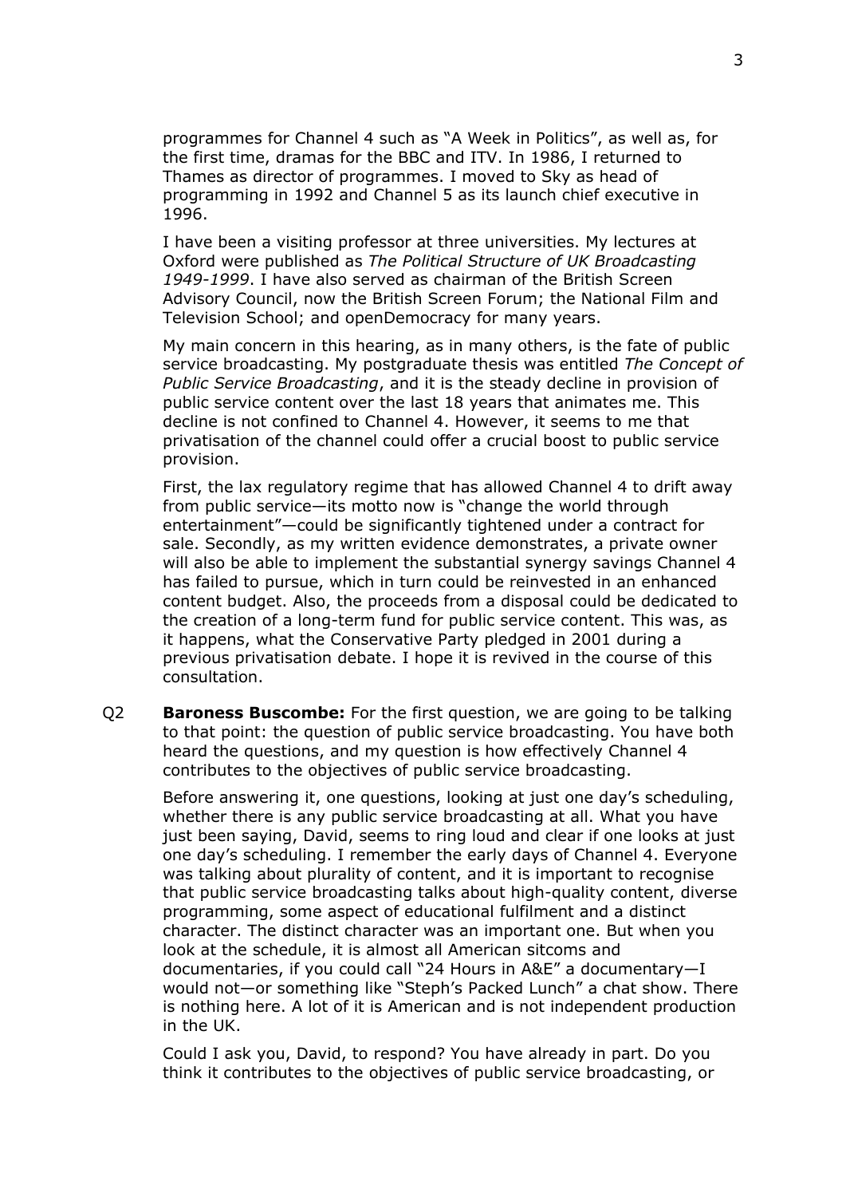programmes for Channel 4 such as "A Week in Politics", as well as, for the first time, dramas for the BBC and ITV. In 1986, I returned to Thames as director of programmes. I moved to Sky as head of programming in 1992 and Channel 5 as its launch chief executive in 1996.

I have been a visiting professor at three universities. My lectures at Oxford were published as *The Political Structure of UK Broadcasting 1949-1999*. I have also served as chairman of the British Screen Advisory Council, now the British Screen Forum; the National Film and Television School; and openDemocracy for many years.

My main concern in this hearing, as in many others, is the fate of public service broadcasting. My postgraduate thesis was entitled *The Concept of Public Service Broadcasting*, and it is the steady decline in provision of public service content over the last 18 years that animates me. This decline is not confined to Channel 4. However, it seems to me that privatisation of the channel could offer a crucial boost to public service provision.

First, the lax regulatory regime that has allowed Channel 4 to drift away from public service—its motto now is "change the world through entertainment"—could be significantly tightened under a contract for sale. Secondly, as my written evidence demonstrates, a private owner will also be able to implement the substantial synergy savings Channel 4 has failed to pursue, which in turn could be reinvested in an enhanced content budget. Also, the proceeds from a disposal could be dedicated to the creation of a long-term fund for public service content. This was, as it happens, what the Conservative Party pledged in 2001 during a previous privatisation debate. I hope it is revived in the course of this consultation.

Q2 **Baroness Buscombe:** For the first question, we are going to be talking to that point: the question of public service broadcasting. You have both heard the questions, and my question is how effectively Channel 4 contributes to the objectives of public service broadcasting.

Before answering it, one questions, looking at just one day's scheduling, whether there is any public service broadcasting at all. What you have just been saying, David, seems to ring loud and clear if one looks at just one day's scheduling. I remember the early days of Channel 4. Everyone was talking about plurality of content, and it is important to recognise that public service broadcasting talks about high-quality content, diverse programming, some aspect of educational fulfilment and a distinct character. The distinct character was an important one. But when you look at the schedule, it is almost all American sitcoms and documentaries, if you could call "24 Hours in A&E" a documentary—I would not—or something like "Steph's Packed Lunch" a chat show. There is nothing here. A lot of it is American and is not independent production in the UK.

Could I ask you, David, to respond? You have already in part. Do you think it contributes to the objectives of public service broadcasting, or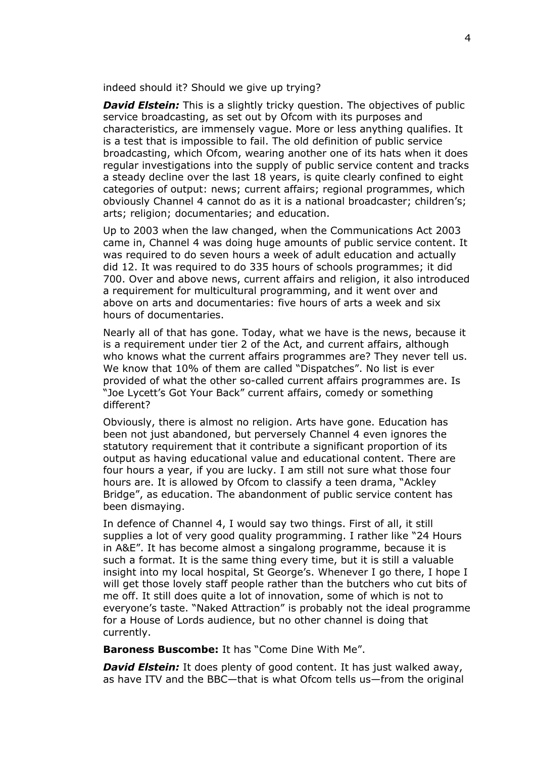indeed should it? Should we give up trying?

***David Elstein:*** This is a slightly tricky question. The objectives of public service broadcasting, as set out by Ofcom with its purposes and characteristics, are immensely vague. More or less anything qualifies. It is a test that is impossible to fail. The old definition of public service broadcasting, which Ofcom, wearing another one of its hats when it does regular investigations into the supply of public service content and tracks a steady decline over the last 18 years, is quite clearly confined to eight categories of output: news; current affairs; regional programmes, which obviously Channel 4 cannot do as it is a national broadcaster; children's; arts; religion; documentaries; and education.

Up to 2003 when the law changed, when the Communications Act 2003 came in, Channel 4 was doing huge amounts of public service content. It was required to do seven hours a week of adult education and actually did 12. It was required to do 335 hours of schools programmes; it did 700. Over and above news, current affairs and religion, it also introduced a requirement for multicultural programming, and it went over and above on arts and documentaries: five hours of arts a week and six hours of documentaries.

Nearly all of that has gone. Today, what we have is the news, because it is a requirement under tier 2 of the Act, and current affairs, although who knows what the current affairs programmes are? They never tell us. We know that 10% of them are called "Dispatches". No list is ever provided of what the other so-called current affairs programmes are. Is "Joe Lycett's Got Your Back" current affairs, comedy or something different?

Obviously, there is almost no religion. Arts have gone. Education has been not just abandoned, but perversely Channel 4 even ignores the statutory requirement that it contribute a significant proportion of its output as having educational value and educational content. There are four hours a year, if you are lucky. I am still not sure what those four hours are. It is allowed by Ofcom to classify a teen drama, "Ackley Bridge", as education. The abandonment of public service content has been dismaying.

In defence of Channel 4, I would say two things. First of all, it still supplies a lot of very good quality programming. I rather like "24 Hours in A&E". It has become almost a singalong programme, because it is such a format. It is the same thing every time, but it is still a valuable insight into my local hospital, St George's. Whenever I go there, I hope I will get those lovely staff people rather than the butchers who cut bits of me off. It still does quite a lot of innovation, some of which is not to everyone's taste. "Naked Attraction" is probably not the ideal programme for a House of Lords audience, but no other channel is doing that currently.

**Baroness Buscombe:** It has "Come Dine With Me".

***David Elstein:*** It does plenty of good content. It has just walked away, as have ITV and the BBC—that is what Ofcom tells us—from the original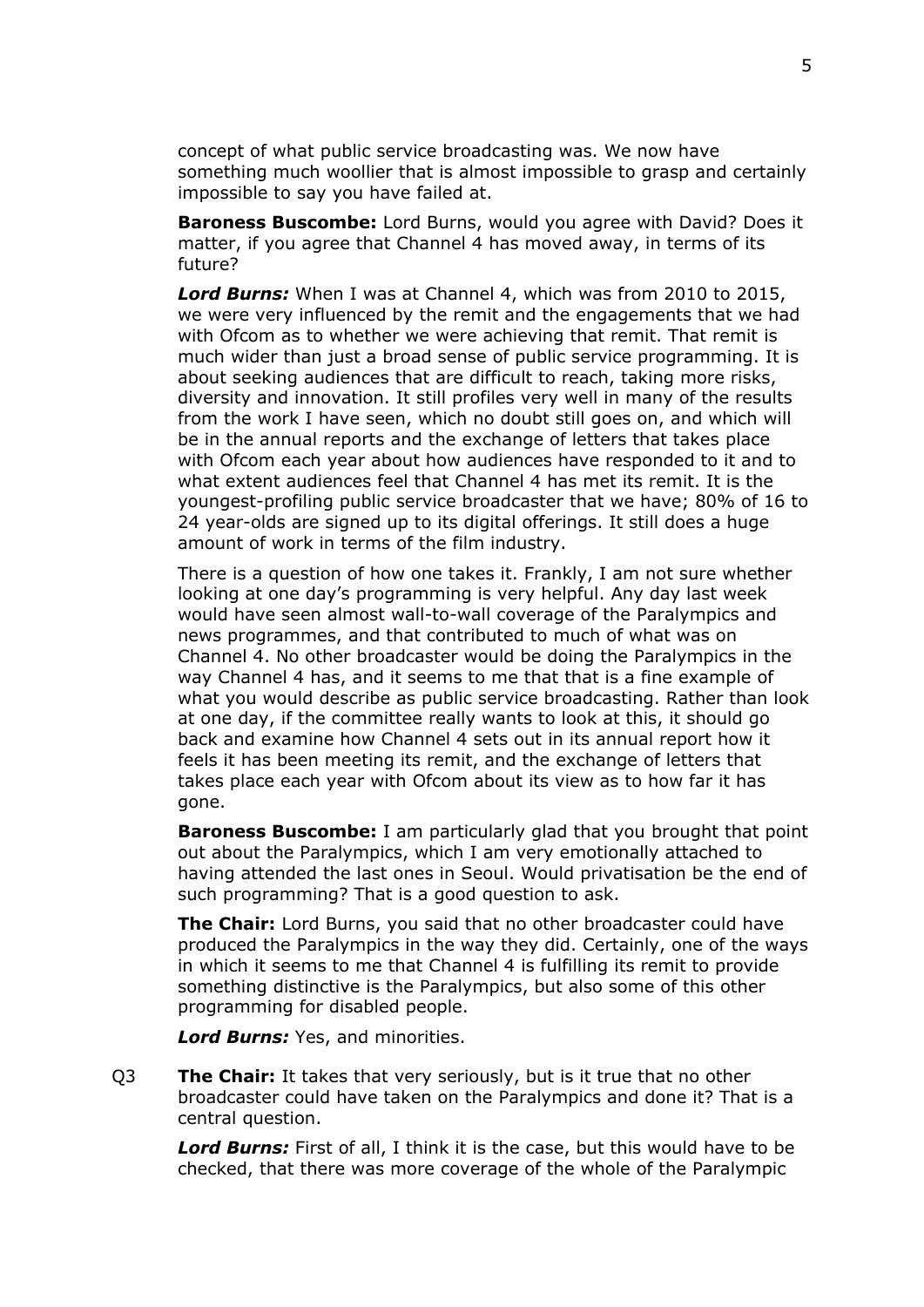concept of what public service broadcasting was. We now have something much woollier that is almost impossible to grasp and certainly impossible to say you have failed at.

**Baroness Buscombe:** Lord Burns, would you agree with David? Does it matter, if you agree that Channel 4 has moved away, in terms of its future?

***Lord Burns:*** When I was at Channel 4, which was from 2010 to 2015, we were very influenced by the remit and the engagements that we had with Ofcom as to whether we were achieving that remit. That remit is much wider than just a broad sense of public service programming. It is about seeking audiences that are difficult to reach, taking more risks, diversity and innovation. It still profiles very well in many of the results from the work I have seen, which no doubt still goes on, and which will be in the annual reports and the exchange of letters that takes place with Ofcom each year about how audiences have responded to it and to what extent audiences feel that Channel 4 has met its remit. It is the youngest-profiling public service broadcaster that we have; 80% of 16 to 24 year-olds are signed up to its digital offerings. It still does a huge amount of work in terms of the film industry.

There is a question of how one takes it. Frankly, I am not sure whether looking at one day's programming is very helpful. Any day last week would have seen almost wall-to-wall coverage of the Paralympics and news programmes, and that contributed to much of what was on Channel 4. No other broadcaster would be doing the Paralympics in the way Channel 4 has, and it seems to me that that is a fine example of what you would describe as public service broadcasting. Rather than look at one day, if the committee really wants to look at this, it should go back and examine how Channel 4 sets out in its annual report how it feels it has been meeting its remit, and the exchange of letters that takes place each year with Ofcom about its view as to how far it has gone.

**Baroness Buscombe:** I am particularly glad that you brought that point out about the Paralympics, which I am very emotionally attached to having attended the last ones in Seoul. Would privatisation be the end of such programming? That is a good question to ask.

**The Chair:** Lord Burns, you said that no other broadcaster could have produced the Paralympics in the way they did. Certainly, one of the ways in which it seems to me that Channel 4 is fulfilling its remit to provide something distinctive is the Paralympics, but also some of this other programming for disabled people.

***Lord Burns:*** Yes, and minorities.

Q3 **The Chair:** It takes that very seriously, but is it true that no other broadcaster could have taken on the Paralympics and done it? That is a central question.

***Lord Burns:*** First of all, I think it is the case, but this would have to be checked, that there was more coverage of the whole of the Paralympic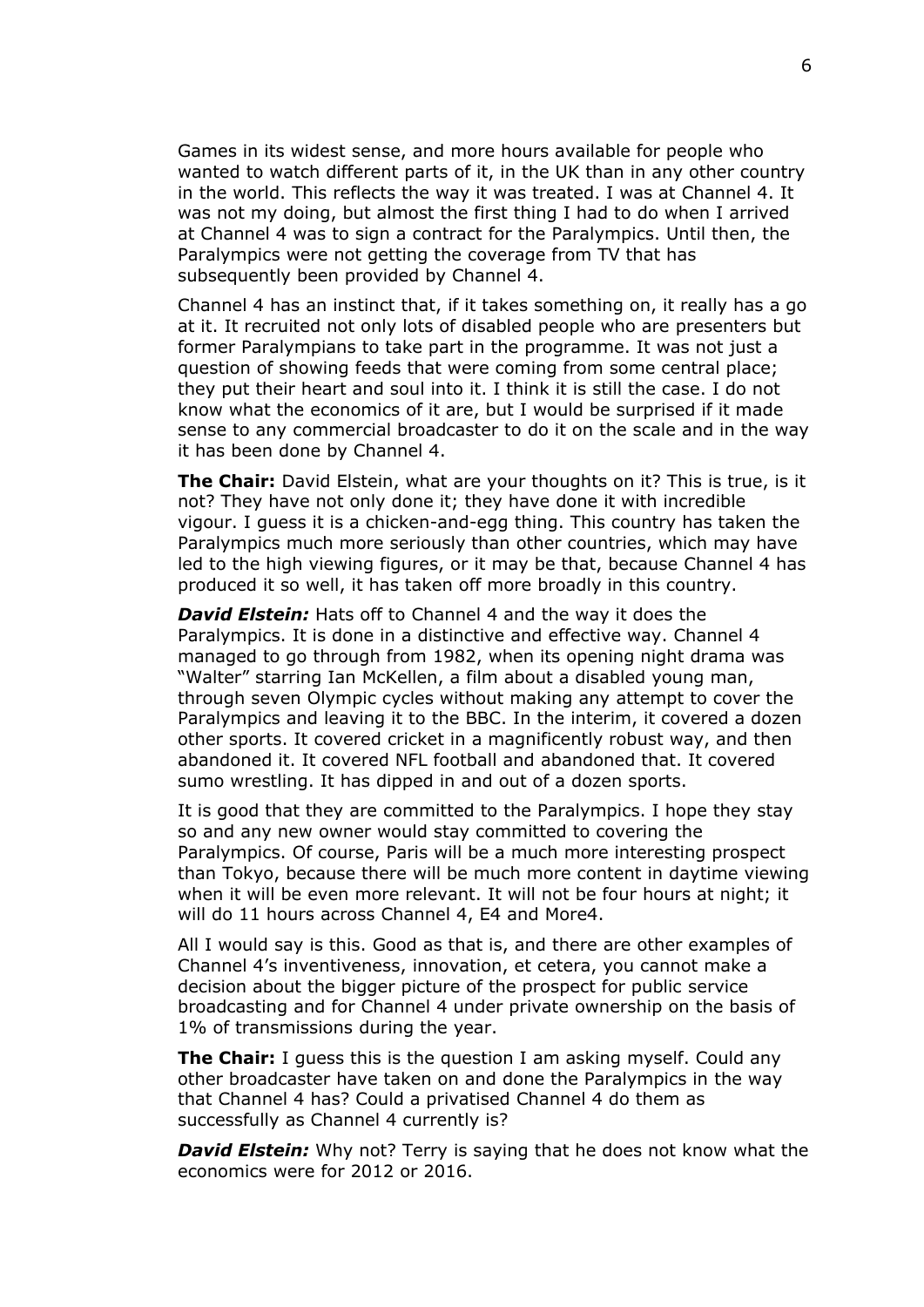Games in its widest sense, and more hours available for people who wanted to watch different parts of it, in the UK than in any other country in the world. This reflects the way it was treated. I was at Channel 4. It was not my doing, but almost the first thing I had to do when I arrived at Channel 4 was to sign a contract for the Paralympics. Until then, the Paralympics were not getting the coverage from TV that has subsequently been provided by Channel 4.

Channel 4 has an instinct that, if it takes something on, it really has a go at it. It recruited not only lots of disabled people who are presenters but former Paralympians to take part in the programme. It was not just a question of showing feeds that were coming from some central place; they put their heart and soul into it. I think it is still the case. I do not know what the economics of it are, but I would be surprised if it made sense to any commercial broadcaster to do it on the scale and in the way it has been done by Channel 4.

**The Chair:** David Elstein, what are your thoughts on it? This is true, is it not? They have not only done it; they have done it with incredible vigour. I guess it is a chicken-and-egg thing. This country has taken the Paralympics much more seriously than other countries, which may have led to the high viewing figures, or it may be that, because Channel 4 has produced it so well, it has taken off more broadly in this country.

***David Elstein:*** Hats off to Channel 4 and the way it does the Paralympics. It is done in a distinctive and effective way. Channel 4 managed to go through from 1982, when its opening night drama was "Walter" starring Ian McKellen, a film about a disabled young man, through seven Olympic cycles without making any attempt to cover the Paralympics and leaving it to the BBC. In the interim, it covered a dozen other sports. It covered cricket in a magnificently robust way, and then abandoned it. It covered NFL football and abandoned that. It covered sumo wrestling. It has dipped in and out of a dozen sports.

It is good that they are committed to the Paralympics. I hope they stay so and any new owner would stay committed to covering the Paralympics. Of course, Paris will be a much more interesting prospect than Tokyo, because there will be much more content in daytime viewing when it will be even more relevant. It will not be four hours at night; it will do 11 hours across Channel 4, E4 and More4.

All I would say is this. Good as that is, and there are other examples of Channel 4's inventiveness, innovation, et cetera, you cannot make a decision about the bigger picture of the prospect for public service broadcasting and for Channel 4 under private ownership on the basis of 1% of transmissions during the year.

**The Chair:** I guess this is the question I am asking myself. Could any other broadcaster have taken on and done the Paralympics in the way that Channel 4 has? Could a privatised Channel 4 do them as successfully as Channel 4 currently is?

***David Elstein:*** Why not? Terry is saying that he does not know what the economics were for 2012 or 2016.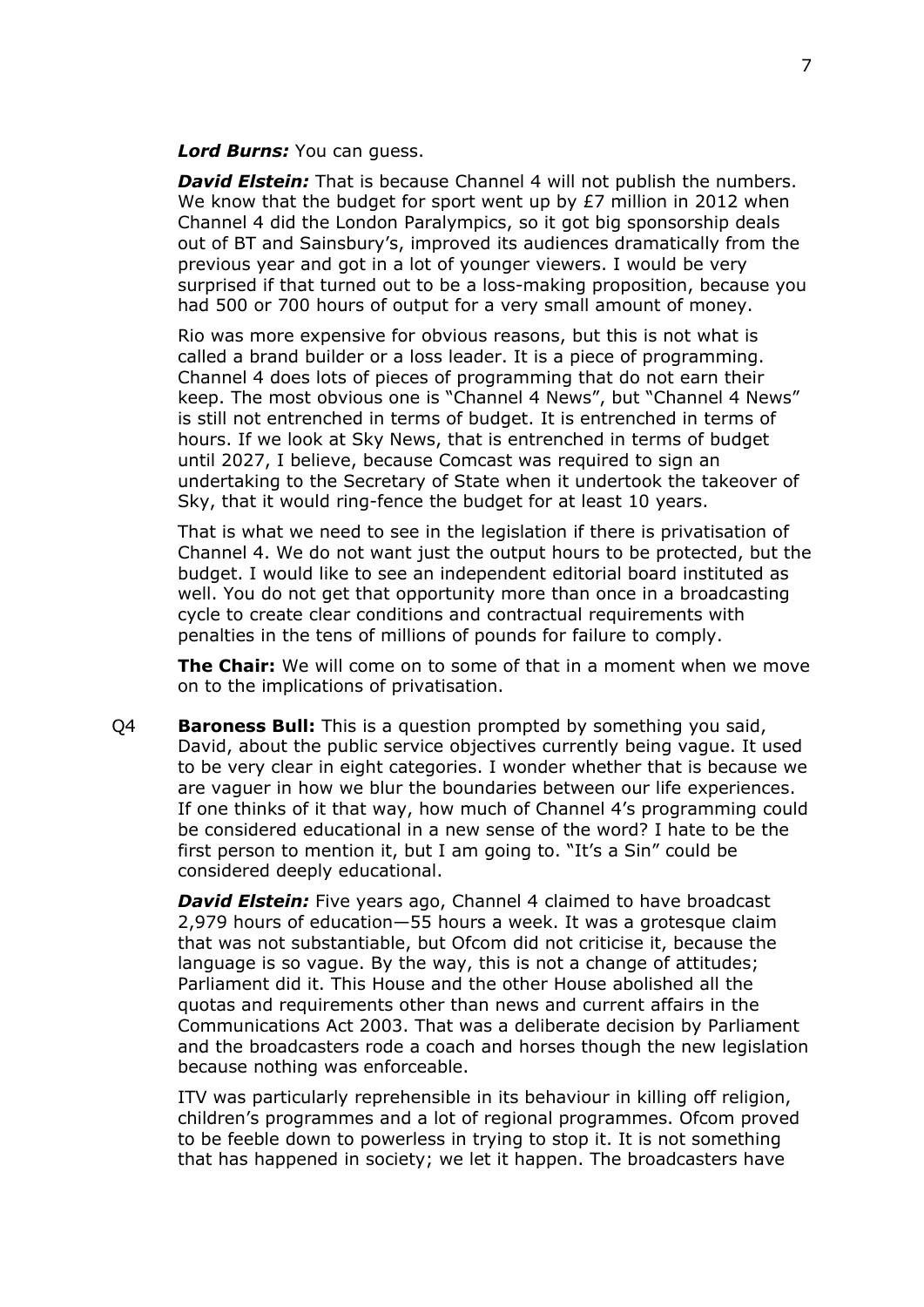***Lord Burns:*** You can guess.

***David Elstein:*** That is because Channel 4 will not publish the numbers. We know that the budget for sport went up by £7 million in 2012 when Channel 4 did the London Paralympics, so it got big sponsorship deals out of BT and Sainsbury's, improved its audiences dramatically from the previous year and got in a lot of younger viewers. I would be very surprised if that turned out to be a loss-making proposition, because you had 500 or 700 hours of output for a very small amount of money.

Rio was more expensive for obvious reasons, but this is not what is called a brand builder or a loss leader. It is a piece of programming. Channel 4 does lots of pieces of programming that do not earn their keep. The most obvious one is "Channel 4 News", but "Channel 4 News" is still not entrenched in terms of budget. It is entrenched in terms of hours. If we look at Sky News, that is entrenched in terms of budget until 2027, I believe, because Comcast was required to sign an undertaking to the Secretary of State when it undertook the takeover of Sky, that it would ring-fence the budget for at least 10 years.

That is what we need to see in the legislation if there is privatisation of Channel 4. We do not want just the output hours to be protected, but the budget. I would like to see an independent editorial board instituted as well. You do not get that opportunity more than once in a broadcasting cycle to create clear conditions and contractual requirements with penalties in the tens of millions of pounds for failure to comply.

**The Chair:** We will come on to some of that in a moment when we move on to the implications of privatisation.

Q4 **Baroness Bull:** This is a question prompted by something you said, David, about the public service objectives currently being vague. It used to be very clear in eight categories. I wonder whether that is because we are vaguer in how we blur the boundaries between our life experiences. If one thinks of it that way, how much of Channel 4's programming could be considered educational in a new sense of the word? I hate to be the first person to mention it, but I am going to. "It's a Sin" could be considered deeply educational.

***David Elstein:*** Five years ago, Channel 4 claimed to have broadcast 2,979 hours of education—55 hours a week. It was a grotesque claim that was not substantiable, but Ofcom did not criticise it, because the language is so vague. By the way, this is not a change of attitudes; Parliament did it. This House and the other House abolished all the quotas and requirements other than news and current affairs in the Communications Act 2003. That was a deliberate decision by Parliament and the broadcasters rode a coach and horses though the new legislation because nothing was enforceable.

ITV was particularly reprehensible in its behaviour in killing off religion, children's programmes and a lot of regional programmes. Ofcom proved to be feeble down to powerless in trying to stop it. It is not something that has happened in society; we let it happen. The broadcasters have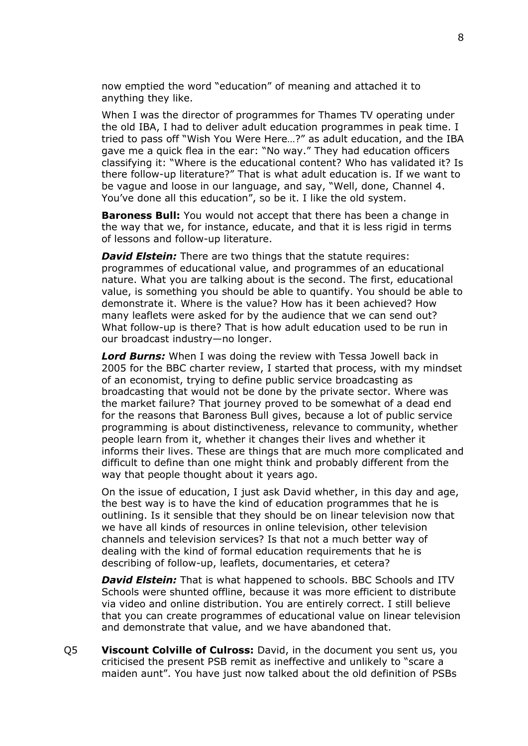now emptied the word "education" of meaning and attached it to anything they like.

When I was the director of programmes for Thames TV operating under the old IBA, I had to deliver adult education programmes in peak time. I tried to pass off "Wish You Were Here…?" as adult education, and the IBA gave me a quick flea in the ear: "No way." They had education officers classifying it: "Where is the educational content? Who has validated it? Is there follow-up literature?" That is what adult education is. If we want to be vague and loose in our language, and say, "Well, done, Channel 4. You've done all this education", so be it. I like the old system.

**Baroness Bull:** You would not accept that there has been a change in the way that we, for instance, educate, and that it is less rigid in terms of lessons and follow-up literature.

***David Elstein:*** There are two things that the statute requires: programmes of educational value, and programmes of an educational nature. What you are talking about is the second. The first, educational value, is something you should be able to quantify. You should be able to demonstrate it. Where is the value? How has it been achieved? How many leaflets were asked for by the audience that we can send out? What follow-up is there? That is how adult education used to be run in our broadcast industry—no longer.

***Lord Burns:*** When I was doing the review with Tessa Jowell back in 2005 for the BBC charter review, I started that process, with my mindset of an economist, trying to define public service broadcasting as broadcasting that would not be done by the private sector. Where was the market failure? That journey proved to be somewhat of a dead end for the reasons that Baroness Bull gives, because a lot of public service programming is about distinctiveness, relevance to community, whether people learn from it, whether it changes their lives and whether it informs their lives. These are things that are much more complicated and difficult to define than one might think and probably different from the way that people thought about it years ago.

On the issue of education, I just ask David whether, in this day and age, the best way is to have the kind of education programmes that he is outlining. Is it sensible that they should be on linear television now that we have all kinds of resources in online television, other television channels and television services? Is that not a much better way of dealing with the kind of formal education requirements that he is describing of follow-up, leaflets, documentaries, et cetera?

***David Elstein:*** That is what happened to schools. BBC Schools and ITV Schools were shunted offline, because it was more efficient to distribute via video and online distribution. You are entirely correct. I still believe that you can create programmes of educational value on linear television and demonstrate that value, and we have abandoned that.

Q5 **Viscount Colville of Culross:** David, in the document you sent us, you criticised the present PSB remit as ineffective and unlikely to "scare a maiden aunt". You have just now talked about the old definition of PSBs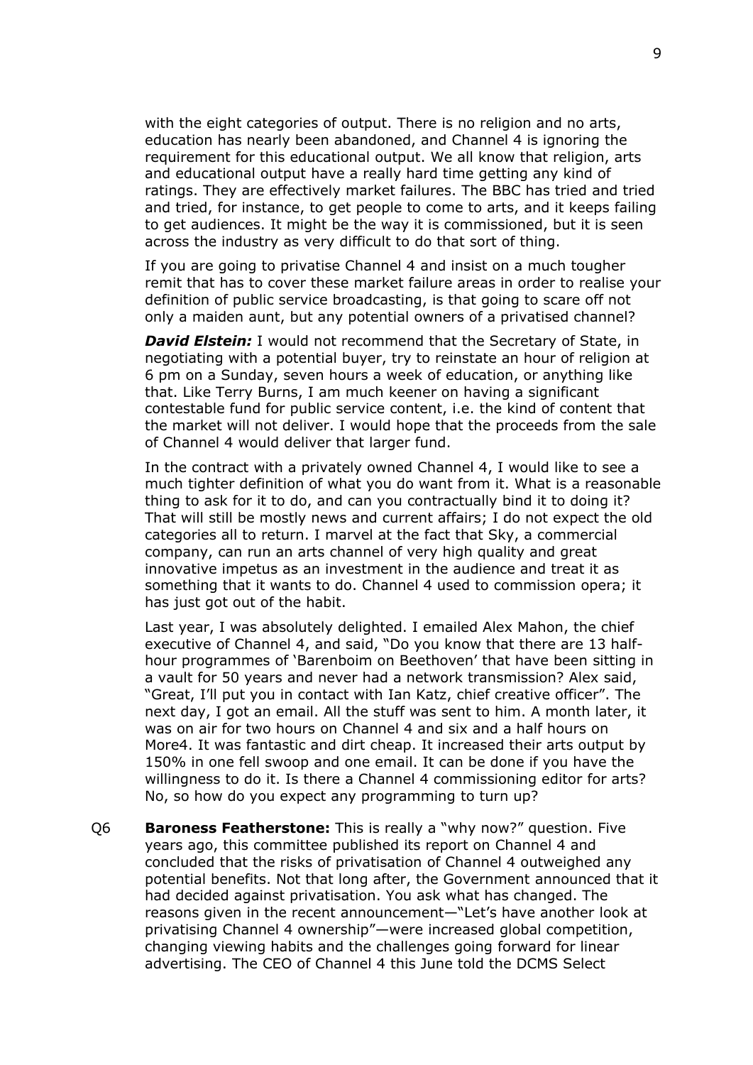with the eight categories of output. There is no religion and no arts, education has nearly been abandoned, and Channel 4 is ignoring the requirement for this educational output. We all know that religion, arts and educational output have a really hard time getting any kind of ratings. They are effectively market failures. The BBC has tried and tried and tried, for instance, to get people to come to arts, and it keeps failing to get audiences. It might be the way it is commissioned, but it is seen across the industry as very difficult to do that sort of thing.

If you are going to privatise Channel 4 and insist on a much tougher remit that has to cover these market failure areas in order to realise your definition of public service broadcasting, is that going to scare off not only a maiden aunt, but any potential owners of a privatised channel?

***David Elstein:*** I would not recommend that the Secretary of State, in negotiating with a potential buyer, try to reinstate an hour of religion at 6 pm on a Sunday, seven hours a week of education, or anything like that. Like Terry Burns, I am much keener on having a significant contestable fund for public service content, i.e. the kind of content that the market will not deliver. I would hope that the proceeds from the sale of Channel 4 would deliver that larger fund.

In the contract with a privately owned Channel 4, I would like to see a much tighter definition of what you do want from it. What is a reasonable thing to ask for it to do, and can you contractually bind it to doing it? That will still be mostly news and current affairs; I do not expect the old categories all to return. I marvel at the fact that Sky, a commercial company, can run an arts channel of very high quality and great innovative impetus as an investment in the audience and treat it as something that it wants to do. Channel 4 used to commission opera; it has just got out of the habit.

Last year, I was absolutely delighted. I emailed Alex Mahon, the chief executive of Channel 4, and said, "Do you know that there are 13 half-hour programmes of 'Barenboim on Beethoven' that have been sitting in a vault for 50 years and never had a network transmission? Alex said, "Great, I'll put you in contact with Ian Katz, chief creative officer". The next day, I got an email. All the stuff was sent to him. A month later, it was on air for two hours on Channel 4 and six and a half hours on More4. It was fantastic and dirt cheap. It increased their arts output by 150% in one fell swoop and one email. It can be done if you have the willingness to do it. Is there a Channel 4 commissioning editor for arts? No, so how do you expect any programming to turn up?

Q6 **Baroness Featherstone:** This is really a "why now?" question. Five years ago, this committee published its report on Channel 4 and concluded that the risks of privatisation of Channel 4 outweighed any potential benefits. Not that long after, the Government announced that it had decided against privatisation. You ask what has changed. The reasons given in the recent announcement—"Let's have another look at privatising Channel 4 ownership"—were increased global competition, changing viewing habits and the challenges going forward for linear advertising. The CEO of Channel 4 this June told the DCMS Select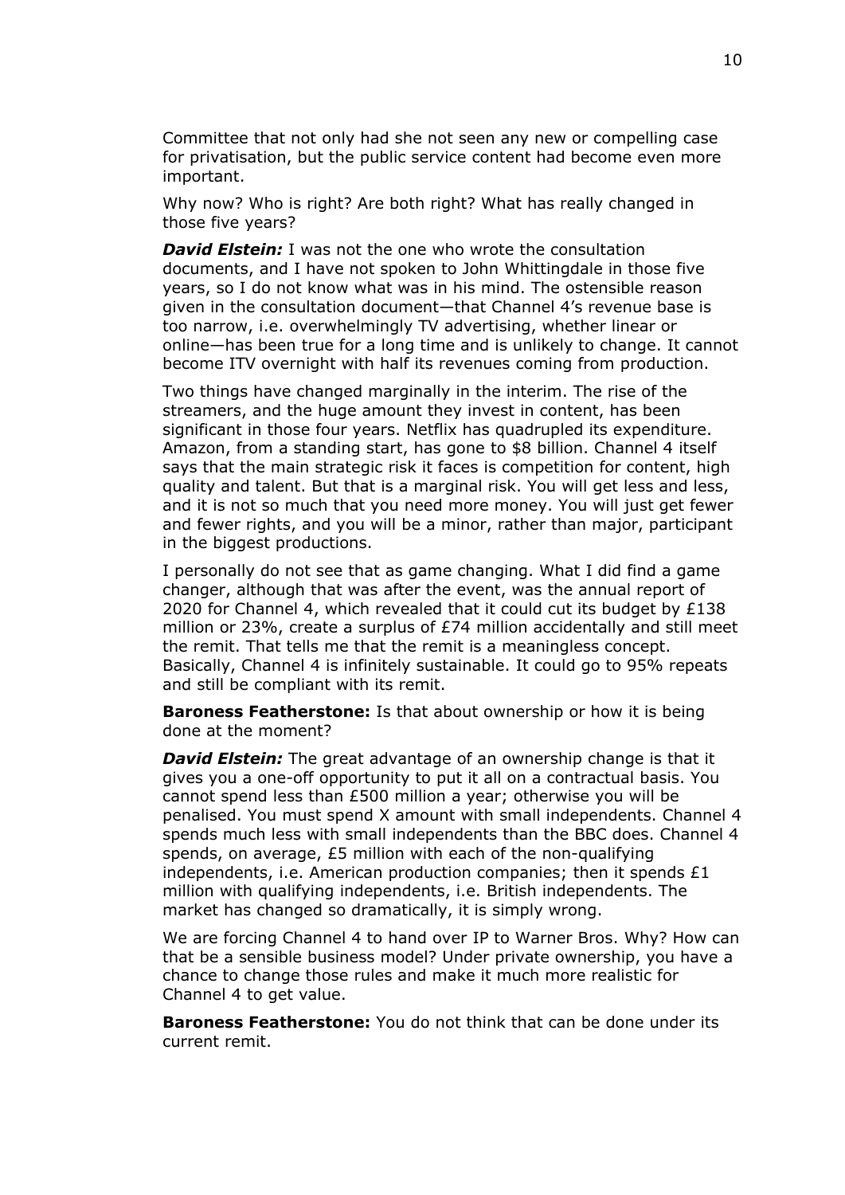Committee that not only had she not seen any new or compelling case for privatisation, but the public service content had become even more important.

Why now? Who is right? Are both right? What has really changed in those five years?

***David Elstein:*** I was not the one who wrote the consultation documents, and I have not spoken to John Whittingdale in those five years, so I do not know what was in his mind. The ostensible reason given in the consultation document—that Channel 4's revenue base is too narrow, i.e. overwhelmingly TV advertising, whether linear or online—has been true for a long time and is unlikely to change. It cannot become ITV overnight with half its revenues coming from production.

Two things have changed marginally in the interim. The rise of the streamers, and the huge amount they invest in content, has been significant in those four years. Netflix has quadrupled its expenditure. Amazon, from a standing start, has gone to $8 billion. Channel 4 itself says that the main strategic risk it faces is competition for content, high quality and talent. But that is a marginal risk. You will get less and less, and it is not so much that you need more money. You will just get fewer and fewer rights, and you will be a minor, rather than major, participant in the biggest productions.

I personally do not see that as game changing. What I did find a game changer, although that was after the event, was the annual report of 2020 for Channel 4, which revealed that it could cut its budget by £138 million or 23%, create a surplus of £74 million accidentally and still meet the remit. That tells me that the remit is a meaningless concept. Basically, Channel 4 is infinitely sustainable. It could go to 95% repeats and still be compliant with its remit.

**Baroness Featherstone:** Is that about ownership or how it is being done at the moment?

***David Elstein:*** The great advantage of an ownership change is that it gives you a one-off opportunity to put it all on a contractual basis. You cannot spend less than £500 million a year; otherwise you will be penalised. You must spend X amount with small independents. Channel 4 spends much less with small independents than the BBC does. Channel 4 spends, on average, £5 million with each of the non-qualifying independents, i.e. American production companies; then it spends £1 million with qualifying independents, i.e. British independents. The market has changed so dramatically, it is simply wrong.

We are forcing Channel 4 to hand over IP to Warner Bros. Why? How can that be a sensible business model? Under private ownership, you have a chance to change those rules and make it much more realistic for Channel 4 to get value.

**Baroness Featherstone:** You do not think that can be done under its current remit.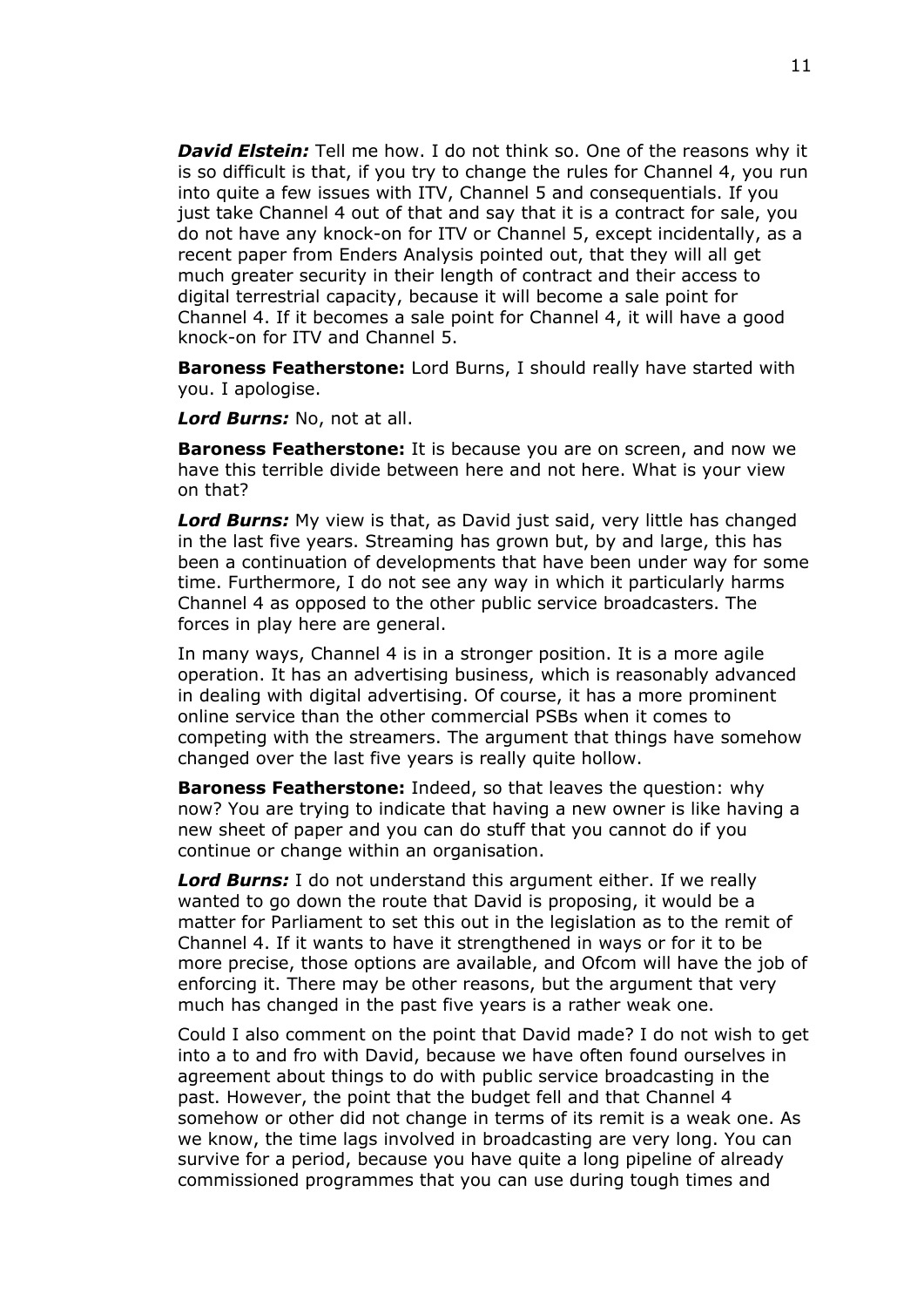***David Elstein:*** Tell me how. I do not think so. One of the reasons why it is so difficult is that, if you try to change the rules for Channel 4, you run into quite a few issues with ITV, Channel 5 and consequentials. If you just take Channel 4 out of that and say that it is a contract for sale, you do not have any knock-on for ITV or Channel 5, except incidentally, as a recent paper from Enders Analysis pointed out, that they will all get much greater security in their length of contract and their access to digital terrestrial capacity, because it will become a sale point for Channel 4. If it becomes a sale point for Channel 4, it will have a good knock-on for ITV and Channel 5.

**Baroness Featherstone:** Lord Burns, I should really have started with you. I apologise.

***Lord Burns:*** No, not at all.

**Baroness Featherstone:** It is because you are on screen, and now we have this terrible divide between here and not here. What is your view on that?

***Lord Burns:*** My view is that, as David just said, very little has changed in the last five years. Streaming has grown but, by and large, this has been a continuation of developments that have been under way for some time. Furthermore, I do not see any way in which it particularly harms Channel 4 as opposed to the other public service broadcasters. The forces in play here are general.

In many ways, Channel 4 is in a stronger position. It is a more agile operation. It has an advertising business, which is reasonably advanced in dealing with digital advertising. Of course, it has a more prominent online service than the other commercial PSBs when it comes to competing with the streamers. The argument that things have somehow changed over the last five years is really quite hollow.

**Baroness Featherstone:** Indeed, so that leaves the question: why now? You are trying to indicate that having a new owner is like having a new sheet of paper and you can do stuff that you cannot do if you continue or change within an organisation.

***Lord Burns:*** I do not understand this argument either. If we really wanted to go down the route that David is proposing, it would be a matter for Parliament to set this out in the legislation as to the remit of Channel 4. If it wants to have it strengthened in ways or for it to be more precise, those options are available, and Ofcom will have the job of enforcing it. There may be other reasons, but the argument that very much has changed in the past five years is a rather weak one.

Could I also comment on the point that David made? I do not wish to get into a to and fro with David, because we have often found ourselves in agreement about things to do with public service broadcasting in the past. However, the point that the budget fell and that Channel 4 somehow or other did not change in terms of its remit is a weak one. As we know, the time lags involved in broadcasting are very long. You can survive for a period, because you have quite a long pipeline of already commissioned programmes that you can use during tough times and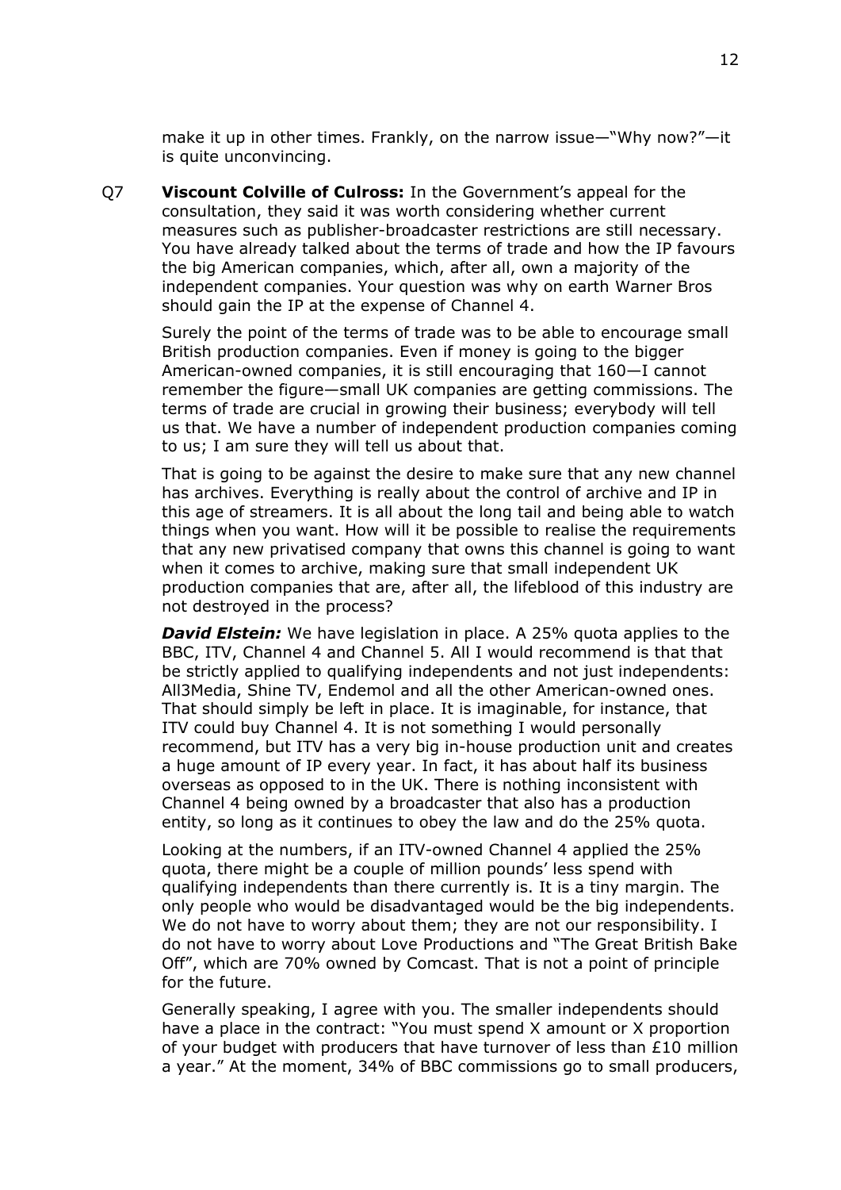make it up in other times. Frankly, on the narrow issue—"Why now?"—it is quite unconvincing.

Q7 **Viscount Colville of Culross:** In the Government's appeal for the consultation, they said it was worth considering whether current measures such as publisher-broadcaster restrictions are still necessary. You have already talked about the terms of trade and how the IP favours the big American companies, which, after all, own a majority of the independent companies. Your question was why on earth Warner Bros should gain the IP at the expense of Channel 4.

Surely the point of the terms of trade was to be able to encourage small British production companies. Even if money is going to the bigger American-owned companies, it is still encouraging that 160—I cannot remember the figure—small UK companies are getting commissions. The terms of trade are crucial in growing their business; everybody will tell us that. We have a number of independent production companies coming to us; I am sure they will tell us about that.

That is going to be against the desire to make sure that any new channel has archives. Everything is really about the control of archive and IP in this age of streamers. It is all about the long tail and being able to watch things when you want. How will it be possible to realise the requirements that any new privatised company that owns this channel is going to want when it comes to archive, making sure that small independent UK production companies that are, after all, the lifeblood of this industry are not destroyed in the process?

***David Elstein:*** We have legislation in place. A 25% quota applies to the BBC, ITV, Channel 4 and Channel 5. All I would recommend is that that be strictly applied to qualifying independents and not just independents: All3Media, Shine TV, Endemol and all the other American-owned ones. That should simply be left in place. It is imaginable, for instance, that ITV could buy Channel 4. It is not something I would personally recommend, but ITV has a very big in-house production unit and creates a huge amount of IP every year. In fact, it has about half its business overseas as opposed to in the UK. There is nothing inconsistent with Channel 4 being owned by a broadcaster that also has a production entity, so long as it continues to obey the law and do the 25% quota.

Looking at the numbers, if an ITV-owned Channel 4 applied the 25% quota, there might be a couple of million pounds' less spend with qualifying independents than there currently is. It is a tiny margin. The only people who would be disadvantaged would be the big independents. We do not have to worry about them; they are not our responsibility. I do not have to worry about Love Productions and "The Great British Bake Off", which are 70% owned by Comcast. That is not a point of principle for the future.

Generally speaking, I agree with you. The smaller independents should have a place in the contract: "You must spend X amount or X proportion of your budget with producers that have turnover of less than £10 million a year." At the moment, 34% of BBC commissions go to small producers,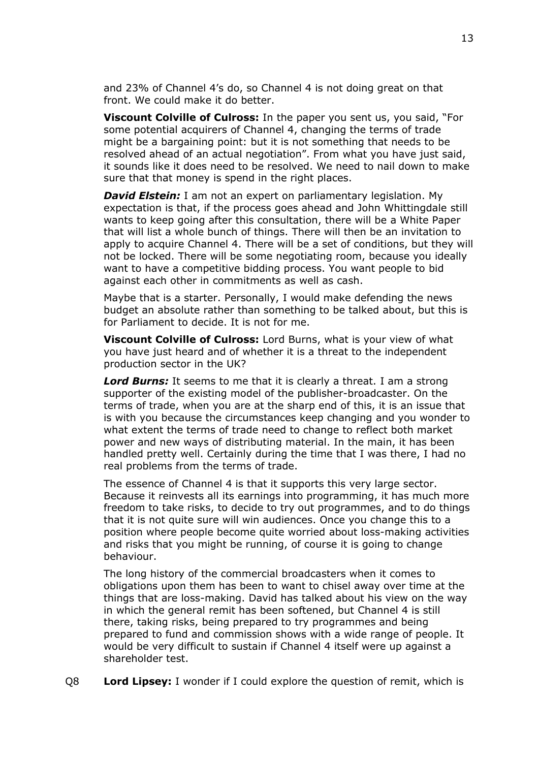and 23% of Channel 4's do, so Channel 4 is not doing great on that front. We could make it do better.

**Viscount Colville of Culross:** In the paper you sent us, you said, "For some potential acquirers of Channel 4, changing the terms of trade might be a bargaining point: but it is not something that needs to be resolved ahead of an actual negotiation". From what you have just said, it sounds like it does need to be resolved. We need to nail down to make sure that that money is spend in the right places.

***David Elstein:*** I am not an expert on parliamentary legislation. My expectation is that, if the process goes ahead and John Whittingdale still wants to keep going after this consultation, there will be a White Paper that will list a whole bunch of things. There will then be an invitation to apply to acquire Channel 4. There will be a set of conditions, but they will not be locked. There will be some negotiating room, because you ideally want to have a competitive bidding process. You want people to bid against each other in commitments as well as cash.

Maybe that is a starter. Personally, I would make defending the news budget an absolute rather than something to be talked about, but this is for Parliament to decide. It is not for me.

**Viscount Colville of Culross:** Lord Burns, what is your view of what you have just heard and of whether it is a threat to the independent production sector in the UK?

***Lord Burns:*** It seems to me that it is clearly a threat. I am a strong supporter of the existing model of the publisher-broadcaster. On the terms of trade, when you are at the sharp end of this, it is an issue that is with you because the circumstances keep changing and you wonder to what extent the terms of trade need to change to reflect both market power and new ways of distributing material. In the main, it has been handled pretty well. Certainly during the time that I was there, I had no real problems from the terms of trade.

The essence of Channel 4 is that it supports this very large sector. Because it reinvests all its earnings into programming, it has much more freedom to take risks, to decide to try out programmes, and to do things that it is not quite sure will win audiences. Once you change this to a position where people become quite worried about loss-making activities and risks that you might be running, of course it is going to change behaviour.

The long history of the commercial broadcasters when it comes to obligations upon them has been to want to chisel away over time at the things that are loss-making. David has talked about his view on the way in which the general remit has been softened, but Channel 4 is still there, taking risks, being prepared to try programmes and being prepared to fund and commission shows with a wide range of people. It would be very difficult to sustain if Channel 4 itself were up against a shareholder test.

Q8 **Lord Lipsey:** I wonder if I could explore the question of remit, which is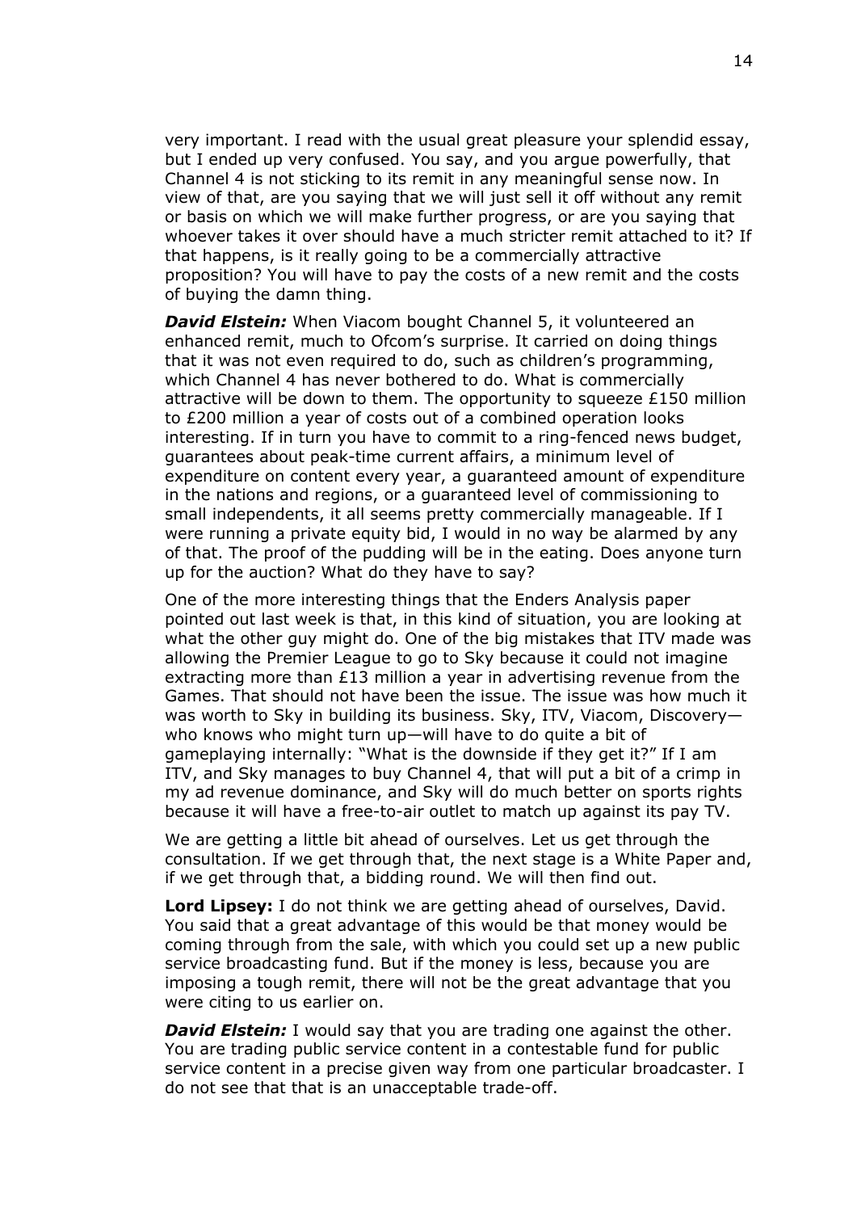very important. I read with the usual great pleasure your splendid essay, but I ended up very confused. You say, and you argue powerfully, that Channel 4 is not sticking to its remit in any meaningful sense now. In view of that, are you saying that we will just sell it off without any remit or basis on which we will make further progress, or are you saying that whoever takes it over should have a much stricter remit attached to it? If that happens, is it really going to be a commercially attractive proposition? You will have to pay the costs of a new remit and the costs of buying the damn thing.

***David Elstein:*** When Viacom bought Channel 5, it volunteered an enhanced remit, much to Ofcom's surprise. It carried on doing things that it was not even required to do, such as children's programming, which Channel 4 has never bothered to do. What is commercially attractive will be down to them. The opportunity to squeeze £150 million to £200 million a year of costs out of a combined operation looks interesting. If in turn you have to commit to a ring-fenced news budget, guarantees about peak-time current affairs, a minimum level of expenditure on content every year, a guaranteed amount of expenditure in the nations and regions, or a guaranteed level of commissioning to small independents, it all seems pretty commercially manageable. If I were running a private equity bid, I would in no way be alarmed by any of that. The proof of the pudding will be in the eating. Does anyone turn up for the auction? What do they have to say?

One of the more interesting things that the Enders Analysis paper pointed out last week is that, in this kind of situation, you are looking at what the other guy might do. One of the big mistakes that ITV made was allowing the Premier League to go to Sky because it could not imagine extracting more than £13 million a year in advertising revenue from the Games. That should not have been the issue. The issue was how much it was worth to Sky in building its business. Sky, ITV, Viacom, Discovery—who knows who might turn up—will have to do quite a bit of gameplaying internally: "What is the downside if they get it?" If I am ITV, and Sky manages to buy Channel 4, that will put a bit of a crimp in my ad revenue dominance, and Sky will do much better on sports rights because it will have a free-to-air outlet to match up against its pay TV.

We are getting a little bit ahead of ourselves. Let us get through the consultation. If we get through that, the next stage is a White Paper and, if we get through that, a bidding round. We will then find out.

**Lord Lipsey:** I do not think we are getting ahead of ourselves, David. You said that a great advantage of this would be that money would be coming through from the sale, with which you could set up a new public service broadcasting fund. But if the money is less, because you are imposing a tough remit, there will not be the great advantage that you were citing to us earlier on.

***David Elstein:*** I would say that you are trading one against the other. You are trading public service content in a contestable fund for public service content in a precise given way from one particular broadcaster. I do not see that that is an unacceptable trade-off.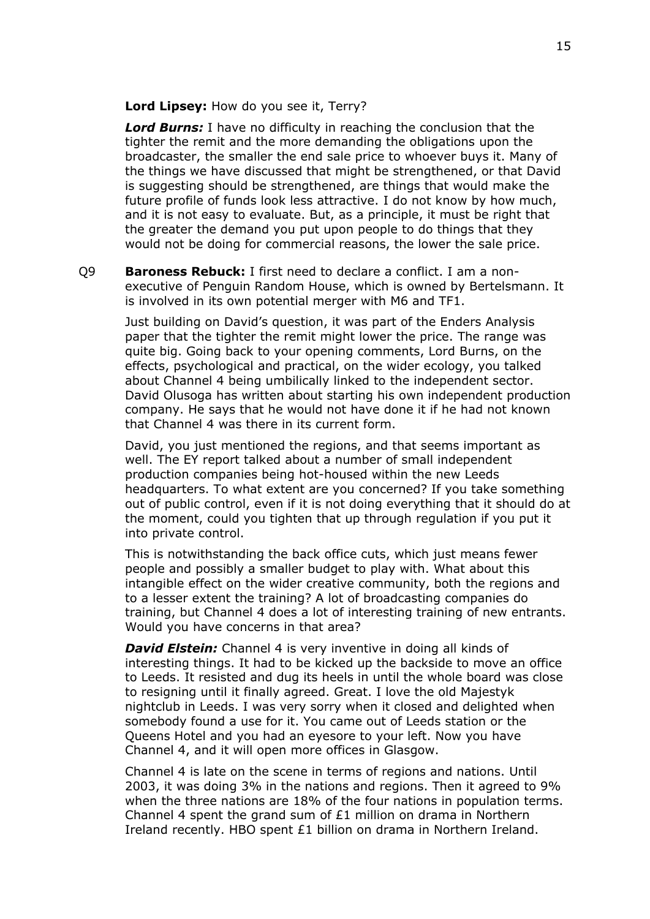**Lord Lipsey:** How do you see it, Terry?

***Lord Burns:*** I have no difficulty in reaching the conclusion that the tighter the remit and the more demanding the obligations upon the broadcaster, the smaller the end sale price to whoever buys it. Many of the things we have discussed that might be strengthened, or that David is suggesting should be strengthened, are things that would make the future profile of funds look less attractive. I do not know by how much, and it is not easy to evaluate. But, as a principle, it must be right that the greater the demand you put upon people to do things that they would not be doing for commercial reasons, the lower the sale price.

Q9 **Baroness Rebuck:** I first need to declare a conflict. I am a non-executive of Penguin Random House, which is owned by Bertelsmann. It is involved in its own potential merger with M6 and TF1.

Just building on David's question, it was part of the Enders Analysis paper that the tighter the remit might lower the price. The range was quite big. Going back to your opening comments, Lord Burns, on the effects, psychological and practical, on the wider ecology, you talked about Channel 4 being umbilically linked to the independent sector. David Olusoga has written about starting his own independent production company. He says that he would not have done it if he had not known that Channel 4 was there in its current form.

David, you just mentioned the regions, and that seems important as well. The EY report talked about a number of small independent production companies being hot-housed within the new Leeds headquarters. To what extent are you concerned? If you take something out of public control, even if it is not doing everything that it should do at the moment, could you tighten that up through regulation if you put it into private control.

This is notwithstanding the back office cuts, which just means fewer people and possibly a smaller budget to play with. What about this intangible effect on the wider creative community, both the regions and to a lesser extent the training? A lot of broadcasting companies do training, but Channel 4 does a lot of interesting training of new entrants. Would you have concerns in that area?

***David Elstein:*** Channel 4 is very inventive in doing all kinds of interesting things. It had to be kicked up the backside to move an office to Leeds. It resisted and dug its heels in until the whole board was close to resigning until it finally agreed. Great. I love the old Majestyk nightclub in Leeds. I was very sorry when it closed and delighted when somebody found a use for it. You came out of Leeds station or the Queens Hotel and you had an eyesore to your left. Now you have Channel 4, and it will open more offices in Glasgow.

Channel 4 is late on the scene in terms of regions and nations. Until 2003, it was doing 3% in the nations and regions. Then it agreed to 9% when the three nations are 18% of the four nations in population terms. Channel 4 spent the grand sum of £1 million on drama in Northern Ireland recently. HBO spent £1 billion on drama in Northern Ireland.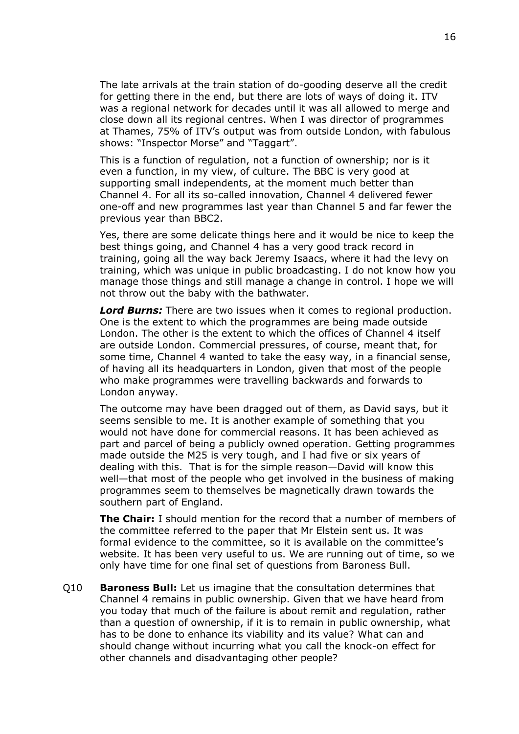The late arrivals at the train station of do-gooding deserve all the credit for getting there in the end, but there are lots of ways of doing it. ITV was a regional network for decades until it was all allowed to merge and close down all its regional centres. When I was director of programmes at Thames, 75% of ITV's output was from outside London, with fabulous shows: "Inspector Morse" and "Taggart".

This is a function of regulation, not a function of ownership; nor is it even a function, in my view, of culture. The BBC is very good at supporting small independents, at the moment much better than Channel 4. For all its so-called innovation, Channel 4 delivered fewer one-off and new programmes last year than Channel 5 and far fewer the previous year than BBC2.

Yes, there are some delicate things here and it would be nice to keep the best things going, and Channel 4 has a very good track record in training, going all the way back Jeremy Isaacs, where it had the levy on training, which was unique in public broadcasting. I do not know how you manage those things and still manage a change in control. I hope we will not throw out the baby with the bathwater.

***Lord Burns:*** There are two issues when it comes to regional production. One is the extent to which the programmes are being made outside London. The other is the extent to which the offices of Channel 4 itself are outside London. Commercial pressures, of course, meant that, for some time, Channel 4 wanted to take the easy way, in a financial sense, of having all its headquarters in London, given that most of the people who make programmes were travelling backwards and forwards to London anyway.

The outcome may have been dragged out of them, as David says, but it seems sensible to me. It is another example of something that you would not have done for commercial reasons. It has been achieved as part and parcel of being a publicly owned operation. Getting programmes made outside the M25 is very tough, and I had five or six years of dealing with this. That is for the simple reason—David will know this well—that most of the people who get involved in the business of making programmes seem to themselves be magnetically drawn towards the southern part of England.

**The Chair:** I should mention for the record that a number of members of the committee referred to the paper that Mr Elstein sent us. It was formal evidence to the committee, so it is available on the committee's website. It has been very useful to us. We are running out of time, so we only have time for one final set of questions from Baroness Bull.

Q10 **Baroness Bull:** Let us imagine that the consultation determines that Channel 4 remains in public ownership. Given that we have heard from you today that much of the failure is about remit and regulation, rather than a question of ownership, if it is to remain in public ownership, what has to be done to enhance its viability and its value? What can and should change without incurring what you call the knock-on effect for other channels and disadvantaging other people?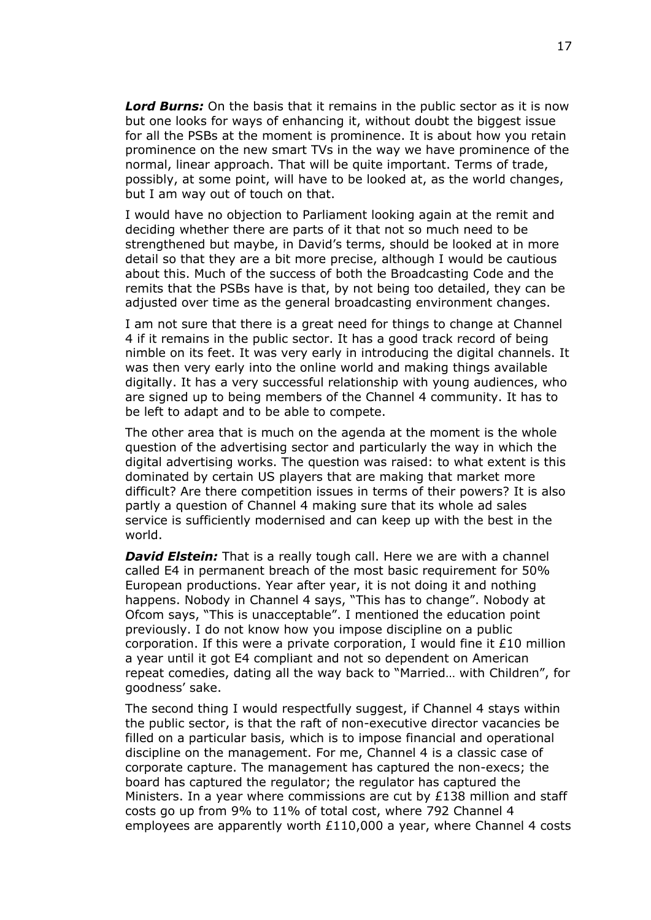***Lord Burns:*** On the basis that it remains in the public sector as it is now but one looks for ways of enhancing it, without doubt the biggest issue for all the PSBs at the moment is prominence. It is about how you retain prominence on the new smart TVs in the way we have prominence of the normal, linear approach. That will be quite important. Terms of trade, possibly, at some point, will have to be looked at, as the world changes, but I am way out of touch on that.

I would have no objection to Parliament looking again at the remit and deciding whether there are parts of it that not so much need to be strengthened but maybe, in David's terms, should be looked at in more detail so that they are a bit more precise, although I would be cautious about this. Much of the success of both the Broadcasting Code and the remits that the PSBs have is that, by not being too detailed, they can be adjusted over time as the general broadcasting environment changes.

I am not sure that there is a great need for things to change at Channel 4 if it remains in the public sector. It has a good track record of being nimble on its feet. It was very early in introducing the digital channels. It was then very early into the online world and making things available digitally. It has a very successful relationship with young audiences, who are signed up to being members of the Channel 4 community. It has to be left to adapt and to be able to compete.

The other area that is much on the agenda at the moment is the whole question of the advertising sector and particularly the way in which the digital advertising works. The question was raised: to what extent is this dominated by certain US players that are making that market more difficult? Are there competition issues in terms of their powers? It is also partly a question of Channel 4 making sure that its whole ad sales service is sufficiently modernised and can keep up with the best in the world.

***David Elstein:*** That is a really tough call. Here we are with a channel called E4 in permanent breach of the most basic requirement for 50% European productions. Year after year, it is not doing it and nothing happens. Nobody in Channel 4 says, "This has to change". Nobody at Ofcom says, "This is unacceptable". I mentioned the education point previously. I do not know how you impose discipline on a public corporation. If this were a private corporation, I would fine it £10 million a year until it got E4 compliant and not so dependent on American repeat comedies, dating all the way back to "Married… with Children", for goodness' sake.

The second thing I would respectfully suggest, if Channel 4 stays within the public sector, is that the raft of non-executive director vacancies be filled on a particular basis, which is to impose financial and operational discipline on the management. For me, Channel 4 is a classic case of corporate capture. The management has captured the non-execs; the board has captured the regulator; the regulator has captured the Ministers. In a year where commissions are cut by £138 million and staff costs go up from 9% to 11% of total cost, where 792 Channel 4 employees are apparently worth £110,000 a year, where Channel 4 costs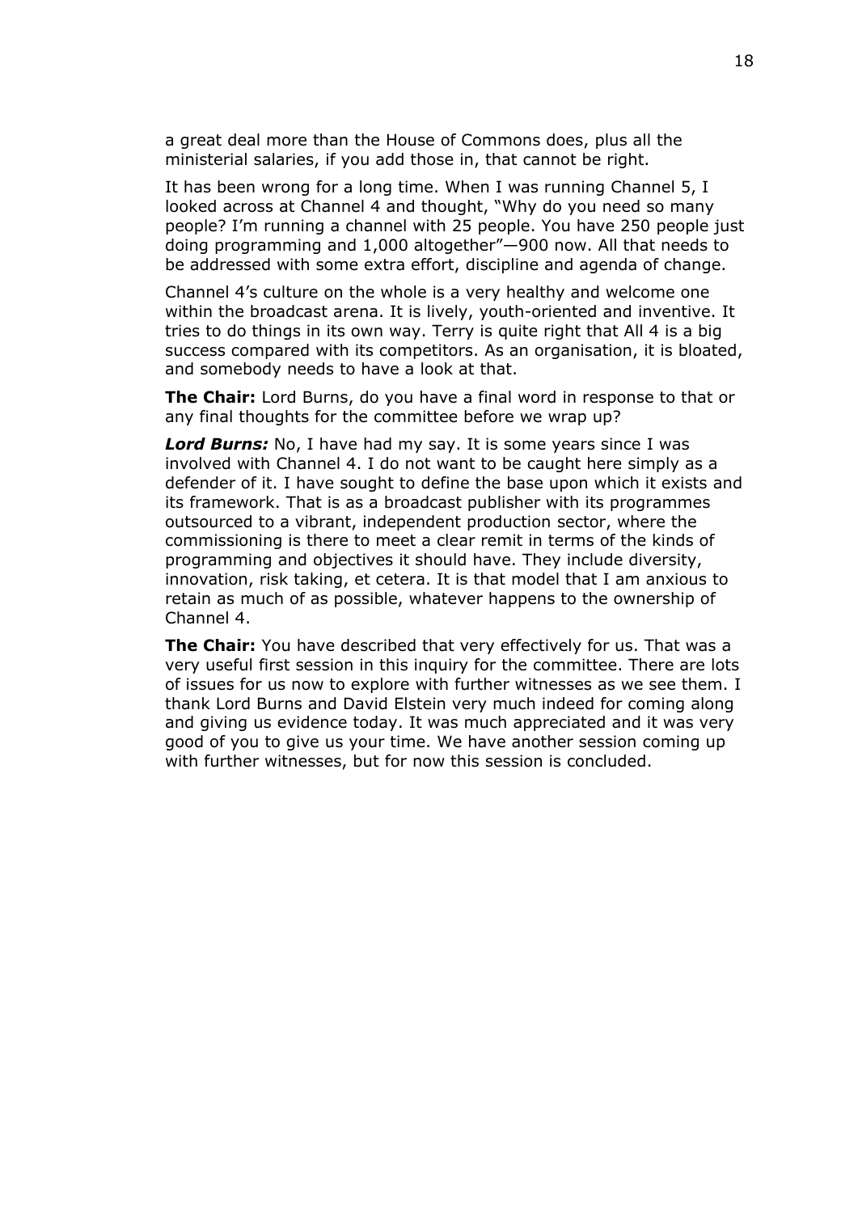a great deal more than the House of Commons does, plus all the ministerial salaries, if you add those in, that cannot be right.

It has been wrong for a long time. When I was running Channel 5, I looked across at Channel 4 and thought, "Why do you need so many people? I'm running a channel with 25 people. You have 250 people just doing programming and 1,000 altogether"—900 now. All that needs to be addressed with some extra effort, discipline and agenda of change.

Channel 4's culture on the whole is a very healthy and welcome one within the broadcast arena. It is lively, youth-oriented and inventive. It tries to do things in its own way. Terry is quite right that All 4 is a big success compared with its competitors. As an organisation, it is bloated, and somebody needs to have a look at that.

**The Chair:** Lord Burns, do you have a final word in response to that or any final thoughts for the committee before we wrap up?

***Lord Burns:*** No, I have had my say. It is some years since I was involved with Channel 4. I do not want to be caught here simply as a defender of it. I have sought to define the base upon which it exists and its framework. That is as a broadcast publisher with its programmes outsourced to a vibrant, independent production sector, where the commissioning is there to meet a clear remit in terms of the kinds of programming and objectives it should have. They include diversity, innovation, risk taking, et cetera. It is that model that I am anxious to retain as much of as possible, whatever happens to the ownership of Channel 4.

**The Chair:** You have described that very effectively for us. That was a very useful first session in this inquiry for the committee. There are lots of issues for us now to explore with further witnesses as we see them. I thank Lord Burns and David Elstein very much indeed for coming along and giving us evidence today. It was much appreciated and it was very good of you to give us your time. We have another session coming up with further witnesses, but for now this session is concluded.